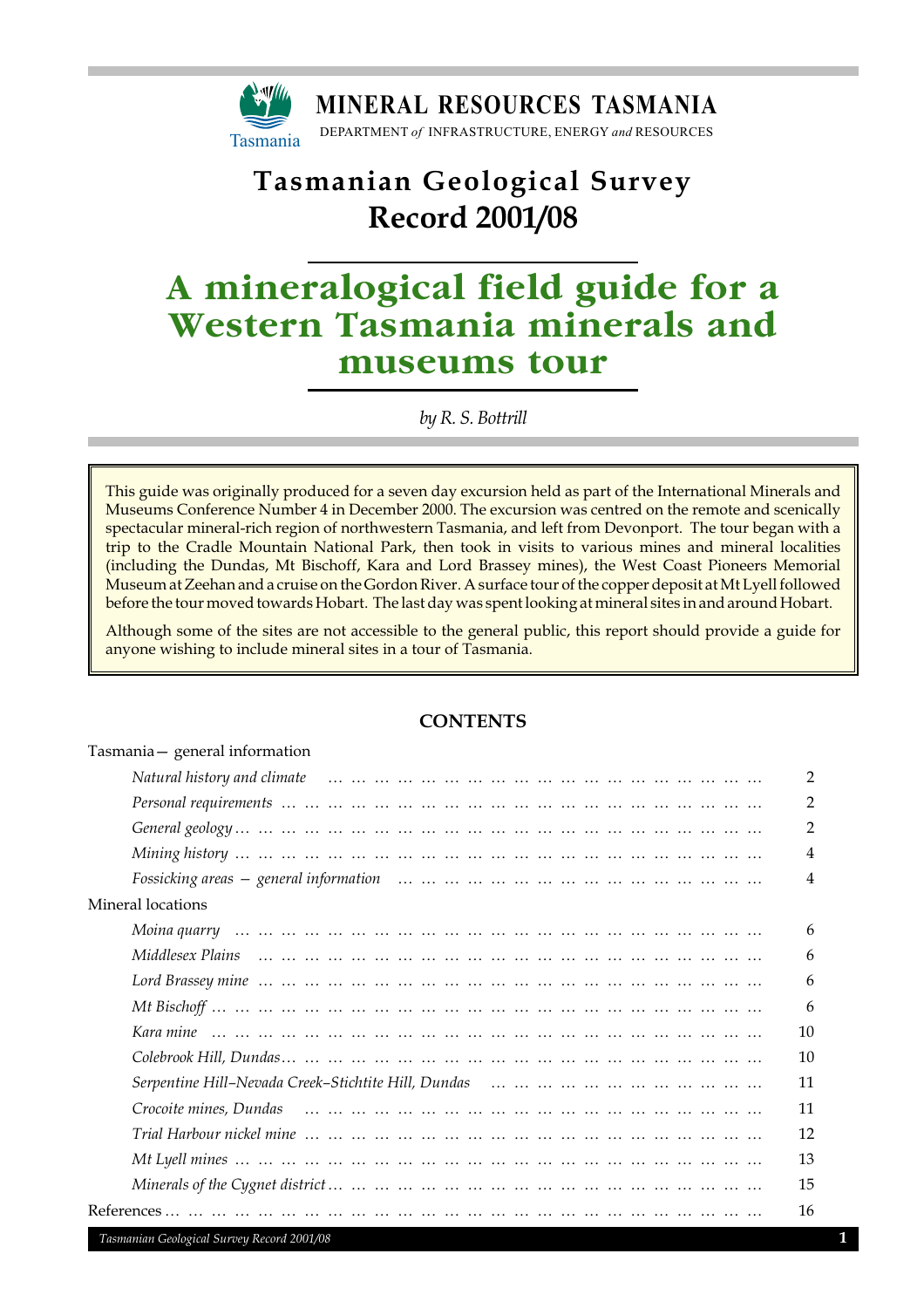MINERAL RESOURCES TASMANIA

DEPARTMENT *of* INFRASTRUCTURE, ENERGY *and* RESOURCES

# Tasmanian Geological Survey Record 2001/08

# A mineralogical field guide for a Western Tasmania minerals and museums tour

*by R. S. Bottrill*

This guide was originally produced for a seven day excursion held as part of the International Minerals and Museums Conference Number 4 in December 2000. The excursion was centred on the remote and scenically spectacular mineral-rich region of northwestern Tasmania, and left from Devonport. The tour began with a trip to the Cradle Mountain National Park, then took in visits to various mines and mineral localities (including the Dundas, Mt Bischoff, Kara and Lord Brassey mines), the West Coast Pioneers Memorial Museum at Zeehan and a cruise on the Gordon River. A surface tour of the copper deposit at Mt Lyell followed before the tour moved towards Hobart. The last day was spent looking at mineral sites in and around Hobart.

Although some of the sites are not accessible to the general public, this report should provide a guide for anyone wishing to include mineral sites in a tour of Tasmania.

## CONTENTS

Tasmania— general information

- *Natural history and climate* … 2
- *Personal requirements* … 2
- *General geology* … 2
- *Mining history* … 4
- *Fossicking areas — general information* … 4

Mineral locations

- *Moina quarry* … 6
- *Middlesex Plains* … 6
- *Lord Brassey mine* … 6
- *Mt Bischoff* … 6
- *Kara mine* … 10
- *Colebrook Hill, Dundas* … 10
- *Serpentine Hill–Nevada Creek–Stichtite Hill, Dundas* … 11
- *Crocoite mines, Dundas* … 11
- *Trial Harbour nickel mine* … 12
- *Mt Lyell mines* … 13
- *Minerals of the Cygnet district* … 15

References … 16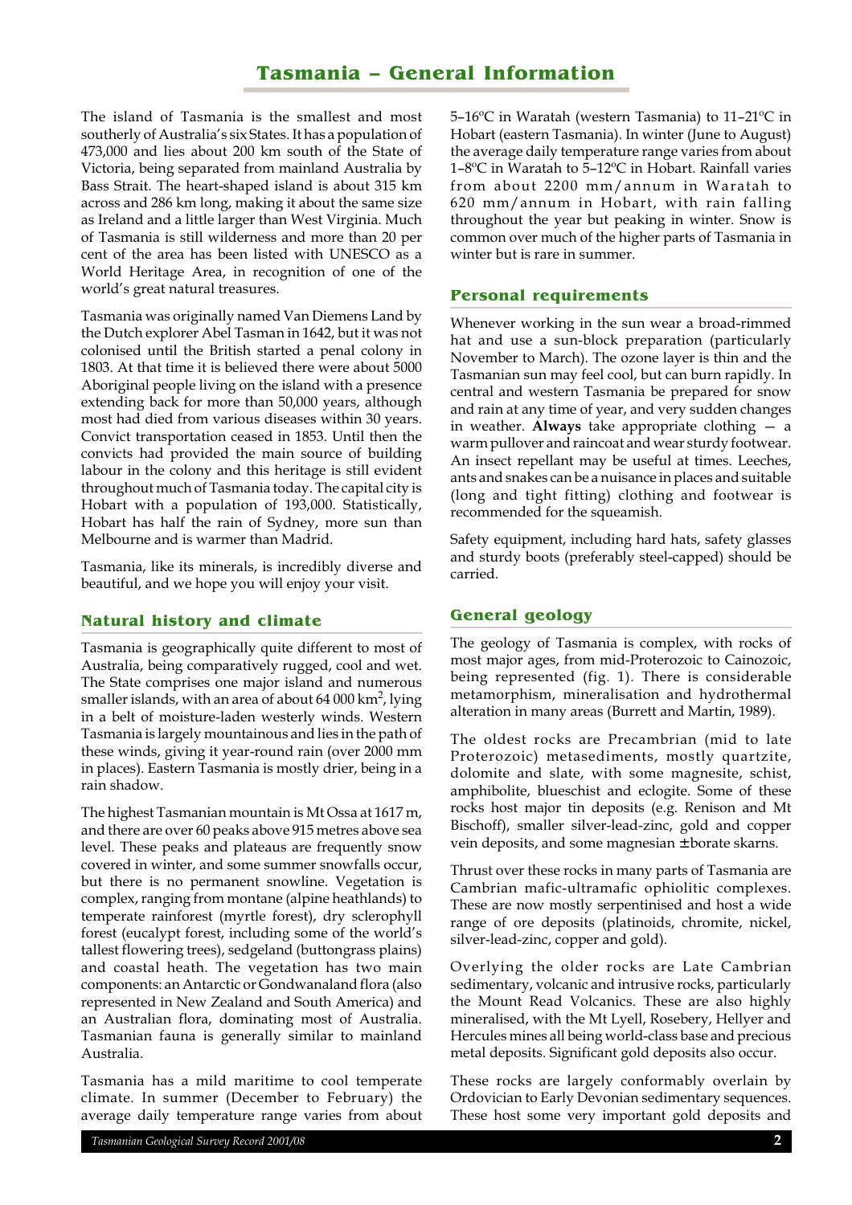# Tasmania – General Information

The island of Tasmania is the smallest and most southerly of Australia's six States. It has a population of 473,000 and lies about 200 km south of the State of Victoria, being separated from mainland Australia by Bass Strait. The heart-shaped island is about 315 km across and 286 km long, making it about the same size as Ireland and a little larger than West Virginia. Much of Tasmania is still wilderness and more than 20 per cent of the area has been listed with UNESCO as a World Heritage Area, in recognition of one of the world's great natural treasures.

Tasmania was originally named Van Diemens Land by the Dutch explorer Abel Tasman in 1642, but it was not colonised until the British started a penal colony in 1803. At that time it is believed there were about 5000 Aboriginal people living on the island with a presence extending back for more than 50,000 years, although most had died from various diseases within 30 years. Convict transportation ceased in 1853. Until then the convicts had provided the main source of building labour in the colony and this heritage is still evident throughout much of Tasmania today. The capital city is Hobart with a population of 193,000. Statistically, Hobart has half the rain of Sydney, more sun than Melbourne and is warmer than Madrid.

Tasmania, like its minerals, is incredibly diverse and beautiful, and we hope you will enjoy your visit.

## Natural history and climate

Tasmania is geographically quite different to most of Australia, being comparatively rugged, cool and wet. The State comprises one major island and numerous smaller islands, with an area of about 64 000 km$^2$, lying in a belt of moisture-laden westerly winds. Western Tasmania is largely mountainous and lies in the path of these winds, giving it year-round rain (over 2000 mm in places). Eastern Tasmania is mostly drier, being in a rain shadow.

The highest Tasmanian mountain is Mt Ossa at 1617 m, and there are over 60 peaks above 915 metres above sea level. These peaks and plateaus are frequently snow covered in winter, and some summer snowfalls occur, but there is no permanent snowline. Vegetation is complex, ranging from montane (alpine heathlands) to temperate rainforest (myrtle forest), dry sclerophyll forest (eucalypt forest, including some of the world's tallest flowering trees), sedgeland (buttongrass plains) and coastal heath. The vegetation has two main components: an Antarctic or Gondwanaland flora (also represented in New Zealand and South America) and an Australian flora, dominating most of Australia. Tasmanian fauna is generally similar to mainland Australia.

Tasmania has a mild maritime to cool temperate climate. In summer (December to February) the average daily temperature range varies from about 5–16ºC in Waratah (western Tasmania) to 11–21ºC in Hobart (eastern Tasmania). In winter (June to August) the average daily temperature range varies from about 1–8ºC in Waratah to 5–12ºC in Hobart. Rainfall varies from about 2200 mm/annum in Waratah to 620 mm/annum in Hobart, with rain falling throughout the year but peaking in winter. Snow is common over much of the higher parts of Tasmania in winter but is rare in summer.

## Personal requirements

Whenever working in the sun wear a broad-rimmed hat and use a sun-block preparation (particularly November to March). The ozone layer is thin and the Tasmanian sun may feel cool, but can burn rapidly. In central and western Tasmania be prepared for snow and rain at any time of year, and very sudden changes in weather. **Always** take appropriate clothing — a warm pullover and raincoat and wear sturdy footwear. An insect repellant may be useful at times. Leeches, ants and snakes can be a nuisance in places and suitable (long and tight fitting) clothing and footwear is recommended for the squeamish.

Safety equipment, including hard hats, safety glasses and sturdy boots (preferably steel-capped) should be carried.

## General geology

The geology of Tasmania is complex, with rocks of most major ages, from mid-Proterozoic to Cainozoic, being represented (fig. 1). There is considerable metamorphism, mineralisation and hydrothermal alteration in many areas (Burrett and Martin, 1989).

The oldest rocks are Precambrian (mid to late Proterozoic) metasediments, mostly quartzite, dolomite and slate, with some magnesite, schist, amphibolite, blueschist and eclogite. Some of these rocks host major tin deposits (e.g. Renison and Mt Bischoff), smaller silver-lead-zinc, gold and copper vein deposits, and some magnesian ±borate skarns.

Thrust over these rocks in many parts of Tasmania are Cambrian mafic-ultramafic ophiolitic complexes. These are now mostly serpentinised and host a wide range of ore deposits (platinoids, chromite, nickel, silver-lead-zinc, copper and gold).

Overlying the older rocks are Late Cambrian sedimentary, volcanic and intrusive rocks, particularly the Mount Read Volcanics. These are also highly mineralised, with the Mt Lyell, Rosebery, Hellyer and Hercules mines all being world-class base and precious metal deposits. Significant gold deposits also occur.

These rocks are largely conformably overlain by Ordovician to Early Devonian sedimentary sequences. These host some very important gold deposits and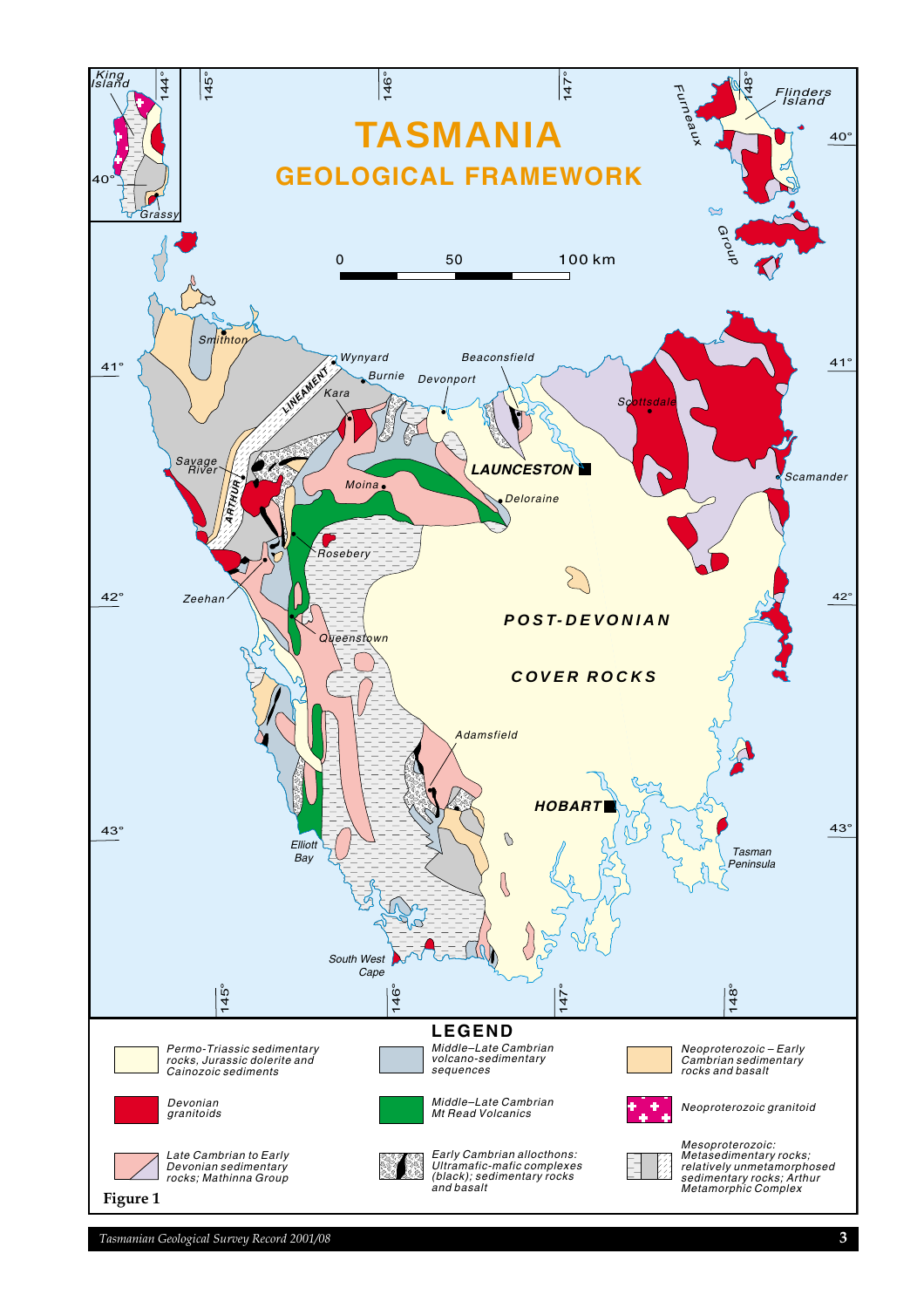# TASMANIA

## GEOLOGICAL FRAMEWORK

King Island, Grassy, Flinders Island, Furneaux Group, Smithton, Wynyard, Burnie, Devonport, Beaconsfield, Kara, Scottsdale, Savage River, Moina, LAUNCESTON, Deloraine, Scamander, ARTHUR LINEAMENT, Rosebery, Zeehan, Queenstown, POST-DEVONIAN COVER ROCKS, Adamsfield, HOBART, Elliott Bay, Tasman Peninsula, South West Cape

0 50 100 km

### LEGEND

- Permo-Triassic sedimentary rocks, Jurassic dolerite and Cainozoic sediments
- Devonian granitoids
- Late Cambrian to Early Devonian sedimentary rocks; Mathinna Group
- Middle–Late Cambrian volcano-sedimentary sequences
- Middle–Late Cambrian Mt Read Volcanics
- Early Cambrian allocthons: Ultramafic-mafic complexes (black); sedimentary rocks and basalt
- Neoproterozoic – Early Cambrian sedimentary rocks and basalt
- Neoproterozoic granitoid
- Mesoproterozoic: Metasedimentary rocks; relatively unmetamorphosed sedimentary rocks; Arthur Metamorphic Complex

**Figure 1**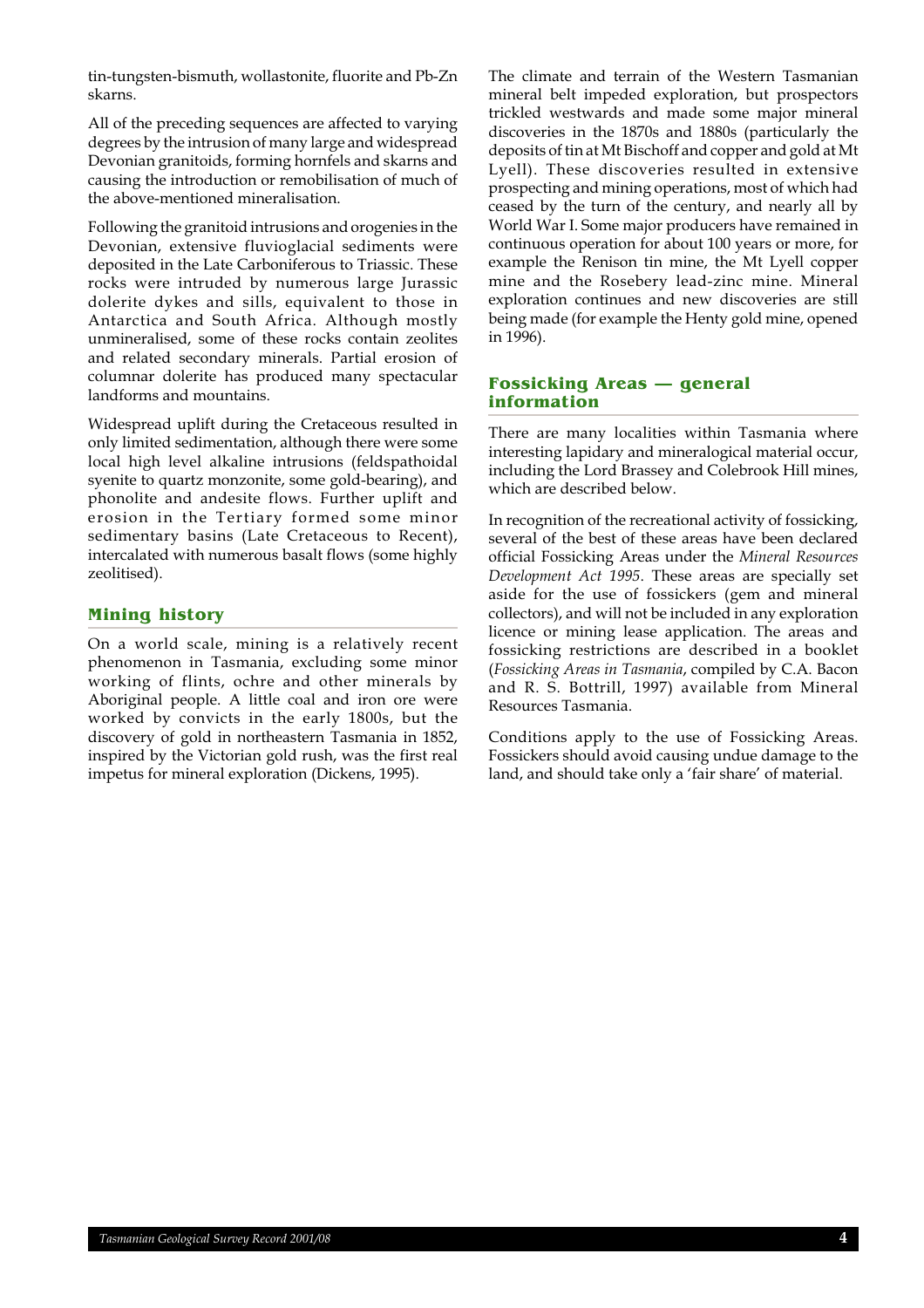tin-tungsten-bismuth, wollastonite, fluorite and Pb-Zn skarns.

All of the preceding sequences are affected to varying degrees by the intrusion of many large and widespread Devonian granitoids, forming hornfels and skarns and causing the introduction or remobilisation of much of the above-mentioned mineralisation.

Following the granitoid intrusions and orogenies in the Devonian, extensive fluvioglacial sediments were deposited in the Late Carboniferous to Triassic. These rocks were intruded by numerous large Jurassic dolerite dykes and sills, equivalent to those in Antarctica and South Africa. Although mostly unmineralised, some of these rocks contain zeolites and related secondary minerals. Partial erosion of columnar dolerite has produced many spectacular landforms and mountains.

Widespread uplift during the Cretaceous resulted in only limited sedimentation, although there were some local high level alkaline intrusions (feldspathoidal syenite to quartz monzonite, some gold-bearing), and phonolite and andesite flows. Further uplift and erosion in the Tertiary formed some minor sedimentary basins (Late Cretaceous to Recent), intercalated with numerous basalt flows (some highly zeolitised).

## Mining history

On a world scale, mining is a relatively recent phenomenon in Tasmania, excluding some minor working of flints, ochre and other minerals by Aboriginal people. A little coal and iron ore were worked by convicts in the early 1800s, but the discovery of gold in northeastern Tasmania in 1852, inspired by the Victorian gold rush, was the first real impetus for mineral exploration (Dickens, 1995).

The climate and terrain of the Western Tasmanian mineral belt impeded exploration, but prospectors trickled westwards and made some major mineral discoveries in the 1870s and 1880s (particularly the deposits of tin at Mt Bischoff and copper and gold at Mt Lyell). These discoveries resulted in extensive prospecting and mining operations, most of which had ceased by the turn of the century, and nearly all by World War I. Some major producers have remained in continuous operation for about 100 years or more, for example the Renison tin mine, the Mt Lyell copper mine and the Rosebery lead-zinc mine. Mineral exploration continues and new discoveries are still being made (for example the Henty gold mine, opened in 1996).

## Fossicking Areas — general information

There are many localities within Tasmania where interesting lapidary and mineralogical material occur, including the Lord Brassey and Colebrook Hill mines, which are described below.

In recognition of the recreational activity of fossicking, several of the best of these areas have been declared official Fossicking Areas under the *Mineral Resources Development Act 1995*. These areas are specially set aside for the use of fossickers (gem and mineral collectors), and will not be included in any exploration licence or mining lease application. The areas and fossicking restrictions are described in a booklet (*Fossicking Areas in Tasmania*, compiled by C.A. Bacon and R. S. Bottrill, 1997) available from Mineral Resources Tasmania.

Conditions apply to the use of Fossicking Areas. Fossickers should avoid causing undue damage to the land, and should take only a 'fair share' of material.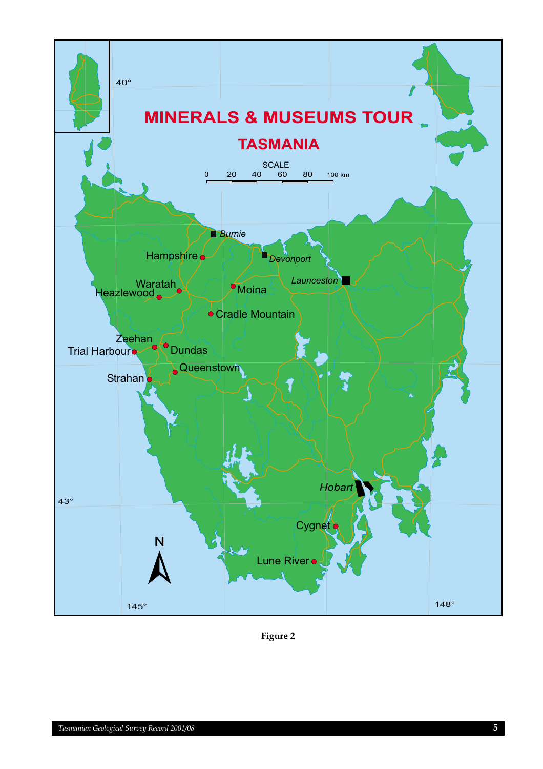MINERALS & MUSEUMS TOUR

TASMANIA

SCALE

0 20 40 60 80 100 km

Burnie

Devonport

Launceston

Hampshire

Waratah

Heazlewood

Moina

Cradle Mountain

Zeehan

Trial Harbour

Dundas

Queenstown

Strahan

Hobart

Cygnet

Lune River

N

40°

43°

145°

148°

**Figure 2**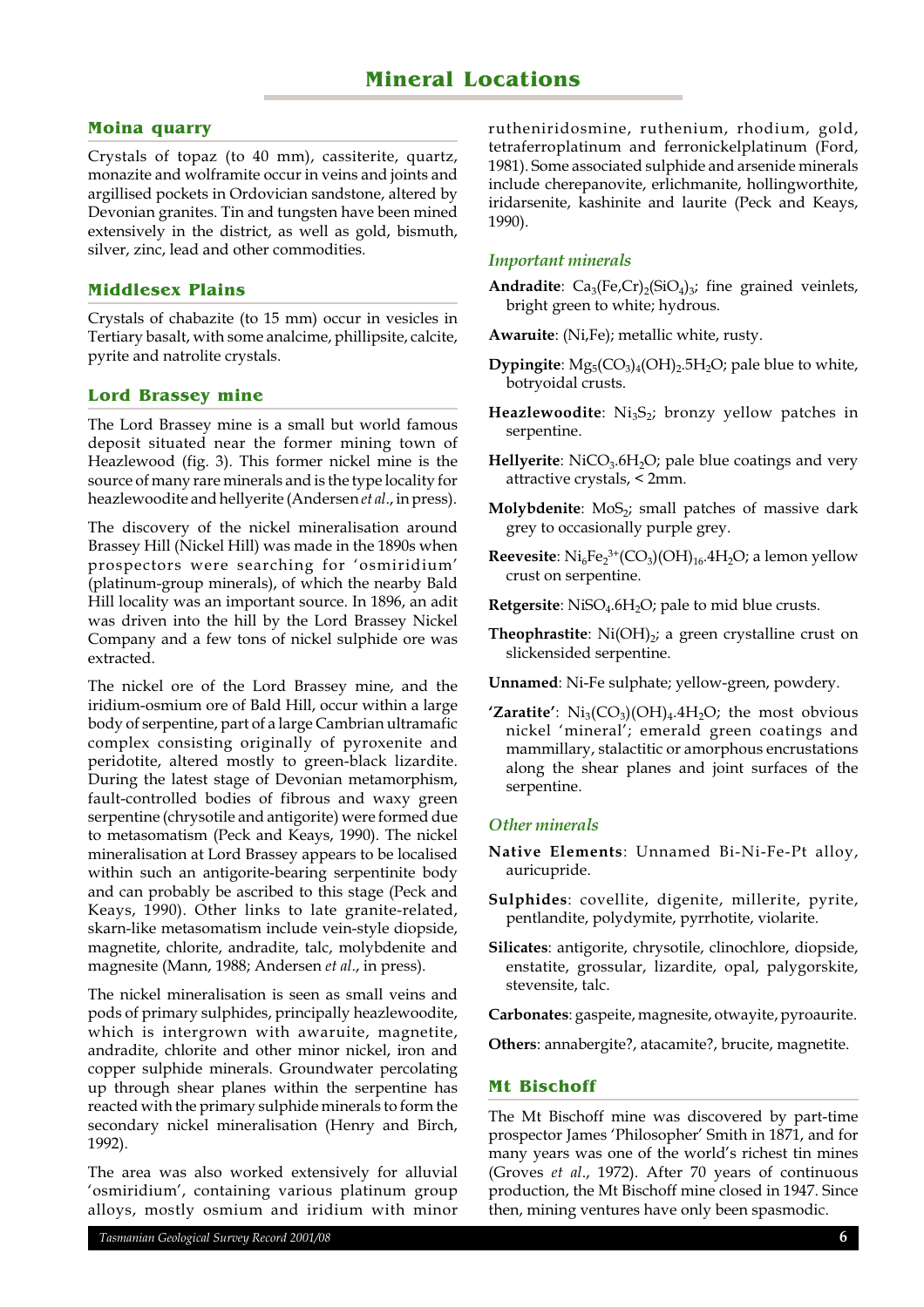# Mineral Locations

## Moina quarry

Crystals of topaz (to 40 mm), cassiterite, quartz, monazite and wolframite occur in veins and joints and argillised pockets in Ordovician sandstone, altered by Devonian granites. Tin and tungsten have been mined extensively in the district, as well as gold, bismuth, silver, zinc, lead and other commodities.

## Middlesex Plains

Crystals of chabazite (to 15 mm) occur in vesicles in Tertiary basalt, with some analcime, phillipsite, calcite, pyrite and natrolite crystals.

## Lord Brassey mine

The Lord Brassey mine is a small but world famous deposit situated near the former mining town of Heazlewood (fig. 3). This former nickel mine is the source of many rare minerals and is the type locality for heazlewoodite and hellyerite (Andersen *et al.*, in press).

The discovery of the nickel mineralisation around Brassey Hill (Nickel Hill) was made in the 1890s when prospectors were searching for 'osmiridium' (platinum-group minerals), of which the nearby Bald Hill locality was an important source. In 1896, an adit was driven into the hill by the Lord Brassey Nickel Company and a few tons of nickel sulphide ore was extracted.

The nickel ore of the Lord Brassey mine, and the iridium-osmium ore of Bald Hill, occur within a large body of serpentine, part of a large Cambrian ultramafic complex consisting originally of pyroxenite and peridotite, altered mostly to green-black lizardite. During the latest stage of Devonian metamorphism, fault-controlled bodies of fibrous and waxy green serpentine (chrysotile and antigorite) were formed due to metasomatism (Peck and Keays, 1990). The nickel mineralisation at Lord Brassey appears to be localised within such an antigorite-bearing serpentinite body and can probably be ascribed to this stage (Peck and Keays, 1990). Other links to late granite-related, skarn-like metasomatism include vein-style diopside, magnetite, chlorite, andradite, talc, molybdenite and magnesite (Mann, 1988; Andersen *et al.*, in press).

The nickel mineralisation is seen as small veins and pods of primary sulphides, principally heazlewoodite, which is intergrown with awaruite, magnetite, andradite, chlorite and other minor nickel, iron and copper sulphide minerals. Groundwater percolating up through shear planes within the serpentine has reacted with the primary sulphide minerals to form the secondary nickel mineralisation (Henry and Birch, 1992).

The area was also worked extensively for alluvial 'osmiridium', containing various platinum group alloys, mostly osmium and iridium with minor rutheniridosmine, ruthenium, rhodium, gold, tetraferroplatinum and ferronickelplatinum (Ford, 1981). Some associated sulphide and arsenide minerals include cherepanovite, erlichmanite, hollingworthite, iridarsenite, kashinite and laurite (Peck and Keays, 1990).

### *Important minerals*

**Andradite**: $Ca_3(Fe,Cr)_2(SiO_4)_3$; fine grained veinlets, bright green to white; hydrous.

**Awaruite**: (Ni,Fe); metallic white, rusty.

**Dypingite**: $Mg_5(CO_3)_4(OH)_2.5H_2O$; pale blue to white, botryoidal crusts.

**Heazlewoodite**: $Ni_3S_2$; bronzy yellow patches in serpentine.

**Hellyerite**: $NiCO_3.6H_2O$; pale blue coatings and very attractive crystals, < 2mm.

**Molybdenite**: $MoS_2$; small patches of massive dark grey to occasionally purple grey.

**Reevesite**: $Ni_6Fe_2^{3+}(CO_3)(OH)_{16}.4H_2O$; a lemon yellow crust on serpentine.

**Retgersite**: $NiSO_4.6H_2O$; pale to mid blue crusts.

**Theophrastite**: $Ni(OH)_2$; a green crystalline crust on slickensided serpentine.

**Unnamed**: Ni-Fe sulphate; yellow-green, powdery.

**'Zaratite'**: $Ni_3(CO_3)(OH)_4.4H_2O$; the most obvious nickel 'mineral'; emerald green coatings and mammillary, stalactitic or amorphous encrustations along the shear planes and joint surfaces of the serpentine.

### *Other minerals*

**Native Elements**: Unnamed Bi-Ni-Fe-Pt alloy, auricupride.

**Sulphides**: covellite, digenite, millerite, pyrite, pentlandite, polydymite, pyrrhotite, violarite.

**Silicates**: antigorite, chrysotile, clinochlore, diopside, enstatite, grossular, lizardite, opal, palygorskite, stevensite, talc.

**Carbonates**: gaspeite, magnesite, otwayite, pyroaurite.

**Others**: annabergite?, atacamite?, brucite, magnetite.

## Mt Bischoff

The Mt Bischoff mine was discovered by part-time prospector James 'Philosopher' Smith in 1871, and for many years was one of the world's richest tin mines (Groves *et al.*, 1972). After 70 years of continuous production, the Mt Bischoff mine closed in 1947. Since then, mining ventures have only been spasmodic.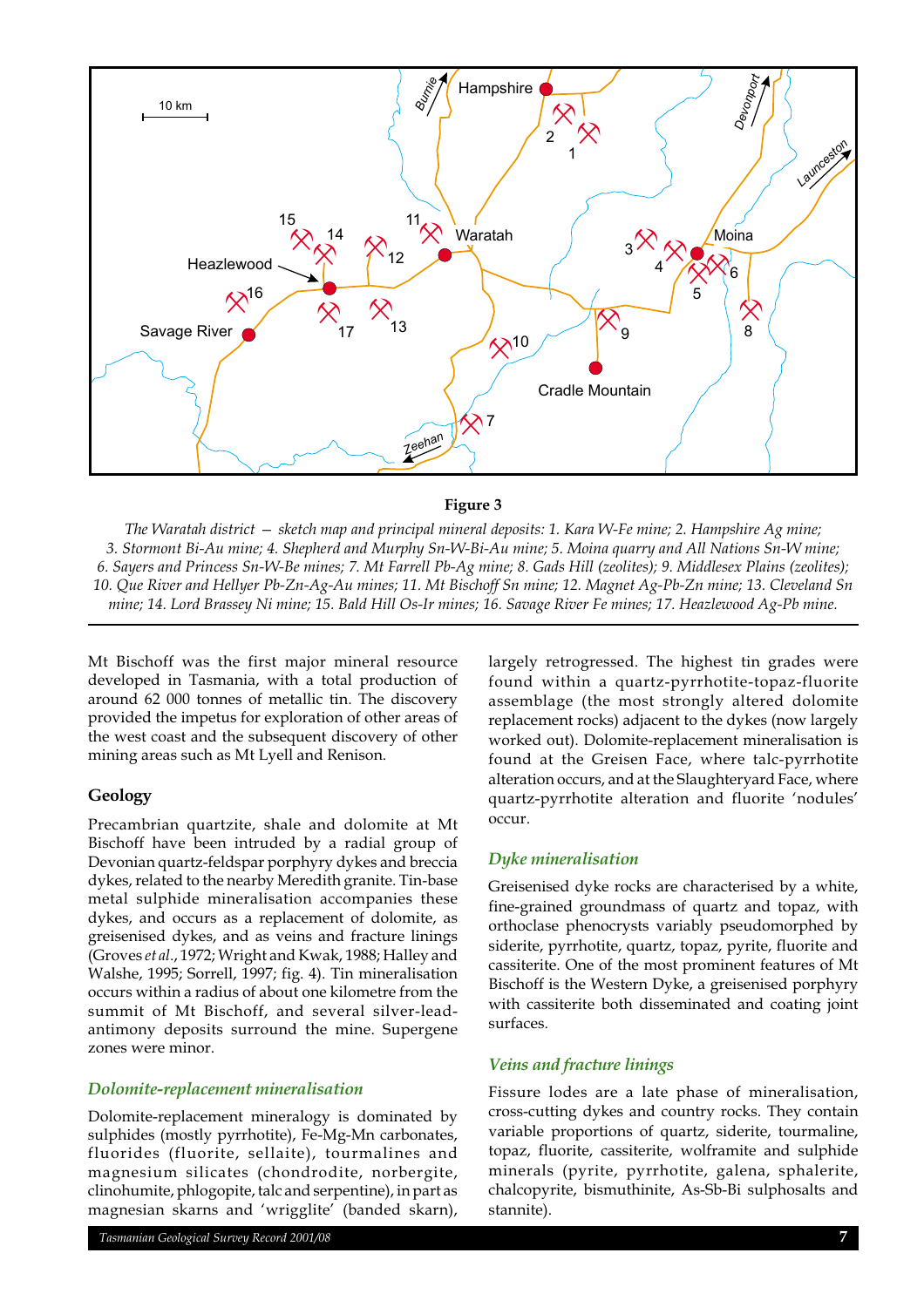**Figure 3**

*The Waratah district — sketch map and principal mineral deposits: 1. Kara W-Fe mine; 2. Hampshire Ag mine; 3. Stormont Bi-Au mine; 4. Shepherd and Murphy Sn-W-Bi-Au mine; 5. Moina quarry and All Nations Sn-W mine; 6. Sayers and Princess Sn-W-Be mines; 7. Mt Farrell Pb-Ag mine; 8. Gads Hill (zeolites); 9. Middlesex Plains (zeolites); 10. Que River and Hellyer Pb-Zn-Ag-Au mines; 11. Mt Bischoff Sn mine; 12. Magnet Ag-Pb-Zn mine; 13. Cleveland Sn mine; 14. Lord Brassey Ni mine; 15. Bald Hill Os-Ir mines; 16. Savage River Fe mines; 17. Heazlewood Ag-Pb mine.*

Mt Bischoff was the first major mineral resource developed in Tasmania, with a total production of around 62 000 tonnes of metallic tin. The discovery provided the impetus for exploration of other areas of the west coast and the subsequent discovery of other mining areas such as Mt Lyell and Renison.

## Geology

Precambrian quartzite, shale and dolomite at Mt Bischoff have been intruded by a radial group of Devonian quartz-feldspar porphyry dykes and breccia dykes, related to the nearby Meredith granite. Tin-base metal sulphide mineralisation accompanies these dykes, and occurs as a replacement of dolomite, as greisenised dykes, and as veins and fracture linings (Groves *et al.*, 1972; Wright and Kwak, 1988; Halley and Walshe, 1995; Sorrell, 1997; fig. 4). Tin mineralisation occurs within a radius of about one kilometre from the summit of Mt Bischoff, and several silver-lead-antimony deposits surround the mine. Supergene zones were minor.

### *Dolomite-replacement mineralisation*

Dolomite-replacement mineralogy is dominated by sulphides (mostly pyrrhotite), Fe-Mg-Mn carbonates, fluorides (fluorite, sellaite), tourmalines and magnesium silicates (chondrodite, norbergite, clinohumite, phlogopite, talc and serpentine), in part as magnesian skarns and 'wrigglite' (banded skarn), largely retrogressed. The highest tin grades were found within a quartz-pyrrhotite-topaz-fluorite assemblage (the most strongly altered dolomite replacement rocks) adjacent to the dykes (now largely worked out). Dolomite-replacement mineralisation is found at the Greisen Face, where talc-pyrrhotite alteration occurs, and at the Slaughteryard Face, where quartz-pyrrhotite alteration and fluorite 'nodules' occur.

### *Dyke mineralisation*

Greisenised dyke rocks are characterised by a white, fine-grained groundmass of quartz and topaz, with orthoclase phenocrysts variably pseudomorphed by siderite, pyrrhotite, quartz, topaz, pyrite, fluorite and cassiterite. One of the most prominent features of Mt Bischoff is the Western Dyke, a greisenised porphyry with cassiterite both disseminated and coating joint surfaces.

### *Veins and fracture linings*

Fissure lodes are a late phase of mineralisation, cross-cutting dykes and country rocks. They contain variable proportions of quartz, siderite, tourmaline, topaz, fluorite, cassiterite, wolframite and sulphide minerals (pyrite, pyrrhotite, galena, sphalerite, chalcopyrite, bismuthinite, As-Sb-Bi sulphosalts and stannite).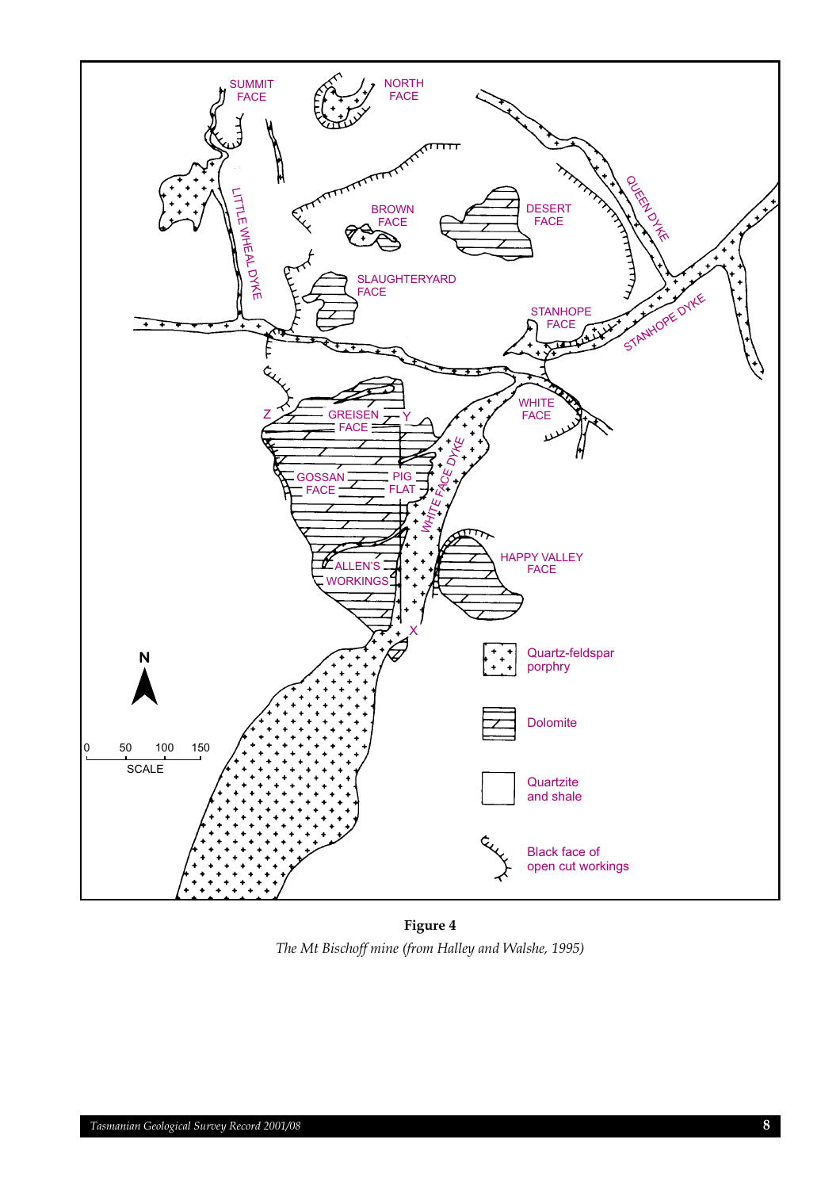**Figure 4**

*The Mt Bischoff mine (from Halley and Walshe, 1995)*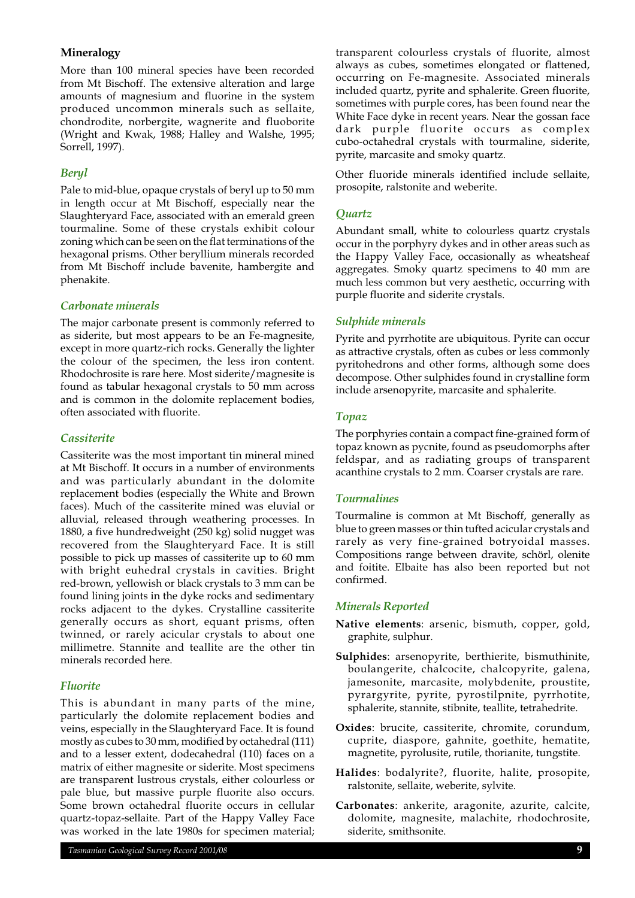## Mineralogy

More than 100 mineral species have been recorded from Mt Bischoff. The extensive alteration and large amounts of magnesium and fluorine in the system produced uncommon minerals such as sellaite, chondrodite, norbergite, wagnerite and fluoborite (Wright and Kwak, 1988; Halley and Walshe, 1995; Sorrell, 1997).

### *Beryl*

Pale to mid-blue, opaque crystals of beryl up to 50 mm in length occur at Mt Bischoff, especially near the Slaughteryard Face, associated with an emerald green tourmaline. Some of these crystals exhibit colour zoning which can be seen on the flat terminations of the hexagonal prisms. Other beryllium minerals recorded from Mt Bischoff include bavenite, hambergite and phenakite.

### *Carbonate minerals*

The major carbonate present is commonly referred to as siderite, but most appears to be an Fe-magnesite, except in more quartz-rich rocks. Generally the lighter the colour of the specimen, the less iron content. Rhodochrosite is rare here. Most siderite/magnesite is found as tabular hexagonal crystals to 50 mm across and is common in the dolomite replacement bodies, often associated with fluorite.

### *Cassiterite*

Cassiterite was the most important tin mineral mined at Mt Bischoff. It occurs in a number of environments and was particularly abundant in the dolomite replacement bodies (especially the White and Brown faces). Much of the cassiterite mined was eluvial or alluvial, released through weathering processes. In 1880, a five hundredweight (250 kg) solid nugget was recovered from the Slaughteryard Face. It is still possible to pick up masses of cassiterite up to 60 mm with bright euhedral crystals in cavities. Bright red-brown, yellowish or black crystals to 3 mm can be found lining joints in the dyke rocks and sedimentary rocks adjacent to the dykes. Crystalline cassiterite generally occurs as short, equant prisms, often twinned, or rarely acicular crystals to about one millimetre. Stannite and teallite are the other tin minerals recorded here.

### *Fluorite*

This is abundant in many parts of the mine, particularly the dolomite replacement bodies and veins, especially in the Slaughteryard Face. It is found mostly as cubes to 30 mm, modified by octahedral (111) and to a lesser extent, dodecahedral (110) faces on a matrix of either magnesite or siderite. Most specimens are transparent lustrous crystals, either colourless or pale blue, but massive purple fluorite also occurs. Some brown octahedral fluorite occurs in cellular quartz-topaz-sellaite. Part of the Happy Valley Face was worked in the late 1980s for specimen material; transparent colourless crystals of fluorite, almost always as cubes, sometimes elongated or flattened, occurring on Fe-magnesite. Associated minerals included quartz, pyrite and sphalerite. Green fluorite, sometimes with purple cores, has been found near the White Face dyke in recent years. Near the gossan face dark purple fluorite occurs as complex cubo-octahedral crystals with tourmaline, siderite, pyrite, marcasite and smoky quartz.

Other fluoride minerals identified include sellaite, prosopite, ralstonite and weberite.

### *Quartz*

Abundant small, white to colourless quartz crystals occur in the porphyry dykes and in other areas such as the Happy Valley Face, occasionally as wheatsheaf aggregates. Smoky quartz specimens to 40 mm are much less common but very aesthetic, occurring with purple fluorite and siderite crystals.

### *Sulphide minerals*

Pyrite and pyrrhotite are ubiquitous. Pyrite can occur as attractive crystals, often as cubes or less commonly pyritohedrons and other forms, although some does decompose. Other sulphides found in crystalline form include arsenopyrite, marcasite and sphalerite.

### *Topaz*

The porphyries contain a compact fine-grained form of topaz known as pycnite, found as pseudomorphs after feldspar, and as radiating groups of transparent acanthine crystals to 2 mm. Coarser crystals are rare.

### *Tourmalines*

Tourmaline is common at Mt Bischoff, generally as blue to green masses or thin tufted acicular crystals and rarely as very fine-grained botryoidal masses. Compositions range between dravite, schörl, olenite and foitite. Elbaite has also been reported but not confirmed.

### *Minerals Reported*

**Native elements**: arsenic, bismuth, copper, gold, graphite, sulphur.

**Sulphides**: arsenopyrite, berthierite, bismuthinite, boulangerite, chalcocite, chalcopyrite, galena, jamesonite, marcasite, molybdenite, proustite, pyrargyrite, pyrite, pyrostilpnite, pyrrhotite, sphalerite, stannite, stibnite, teallite, tetrahedrite.

**Oxides**: brucite, cassiterite, chromite, corundum, cuprite, diaspore, gahnite, goethite, hematite, magnetite, pyrolusite, rutile, thorianite, tungstite.

**Halides**: bodalyrite?, fluorite, halite, prosopite, ralstonite, sellaite, weberite, sylvite.

**Carbonates**: ankerite, aragonite, azurite, calcite, dolomite, magnesite, malachite, rhodochrosite, siderite, smithsonite.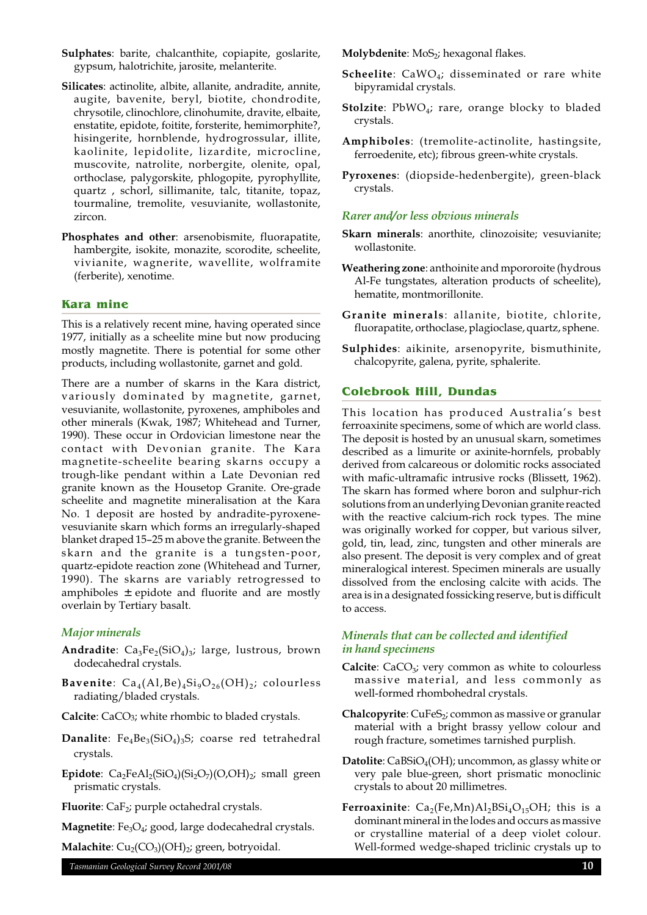**Sulphates**: barite, chalcanthite, copiapite, goslarite, gypsum, halotrichite, jarosite, melanterite.

**Silicates**: actinolite, albite, allanite, andradite, annite, augite, bavenite, beryl, biotite, chondrodite, chrysotile, clinochlore, clinohumite, dravite, elbaite, enstatite, epidote, foitite, forsterite, hemimorphite?, hisingerite, hornblende, hydrogrossular, illite, kaolinite, lepidolite, lizardite, microcline, muscovite, natrolite, norbergite, olenite, opal, orthoclase, palygorskite, phlogopite, pyrophyllite, quartz , schorl, sillimanite, talc, titanite, topaz, tourmaline, tremolite, vesuvianite, wollastonite, zircon.

**Phosphates and other**: arsenobismite, fluorapatite, hambergite, isokite, monazite, scorodite, scheelite, vivianite, wagnerite, wavellite, wolframite (ferberite), xenotime.

## Kara mine

This is a relatively recent mine, having operated since 1977, initially as a scheelite mine but now producing mostly magnetite. There is potential for some other products, including wollastonite, garnet and gold.

There are a number of skarns in the Kara district, variously dominated by magnetite, garnet, vesuvianite, wollastonite, pyroxenes, amphiboles and other minerals (Kwak, 1987; Whitehead and Turner, 1990). These occur in Ordovician limestone near the contact with Devonian granite. The Kara magnetite-scheelite bearing skarns occupy a trough-like pendant within a Late Devonian red granite known as the Housetop Granite. Ore-grade scheelite and magnetite mineralisation at the Kara No. 1 deposit are hosted by andradite-pyroxene-vesuvianite skarn which forms an irregularly-shaped blanket draped 15–25 m above the granite. Between the skarn and the granite is a tungsten-poor, quartz-epidote reaction zone (Whitehead and Turner, 1990). The skarns are variably retrogressed to amphiboles ± epidote and fluorite and are mostly overlain by Tertiary basalt.

### *Major minerals*

**Andradite**: $Ca_3Fe_2(SiO_4)_3$; large, lustrous, brown dodecahedral crystals.

**Bavenite**: $Ca_4(Al,Be)_4Si_9O_{26}(OH)_2$; colourless radiating/bladed crystals.

**Calcite**: $CaCO_3$; white rhombic to bladed crystals.

**Danalite**: $Fe_4Be_3(SiO_4)_3S$; coarse red tetrahedral crystals.

**Epidote**: $Ca_2FeAl_2(SiO_4)(Si_2O_7)(O,OH)_2$; small green prismatic crystals.

**Fluorite**: $CaF_2$; purple octahedral crystals.

**Magnetite**: $Fe_3O_4$; good, large dodecahedral crystals.

**Malachite**: $Cu_2(CO_3)(OH)_2$; green, botryoidal.

**Molybdenite**: $MoS_2$; hexagonal flakes.

**Scheelite**: $CaWO_4$; disseminated or rare white bipyramidal crystals.

**Stolzite**: $PbWO_4$; rare, orange blocky to bladed crystals.

**Amphiboles**: (tremolite-actinolite, hastingsite, ferroedenite, etc); fibrous green-white crystals.

**Pyroxenes**: (diopside-hedenbergite), green-black crystals.

### *Rarer and/or less obvious minerals*

**Skarn minerals**: anorthite, clinozoisite; vesuvianite; wollastonite.

**Weathering zone**: anthoinite and mpororoite (hydrous Al-Fe tungstates, alteration products of scheelite), hematite, montmorillonite.

**Granite minerals**: allanite, biotite, chlorite, fluorapatite, orthoclase, plagioclase, quartz, sphene.

**Sulphides**: aikinite, arsenopyrite, bismuthinite, chalcopyrite, galena, pyrite, sphalerite.

## Colebrook Hill, Dundas

This location has produced Australia's best ferroaxinite specimens, some of which are world class. The deposit is hosted by an unusual skarn, sometimes described as a limurite or axinite-hornfels, probably derived from calcareous or dolomitic rocks associated with mafic-ultramafic intrusive rocks (Blissett, 1962). The skarn has formed where boron and sulphur-rich solutions from an underlying Devonian granite reacted with the reactive calcium-rich rock types. The mine was originally worked for copper, but various silver, gold, tin, lead, zinc, tungsten and other minerals are also present. The deposit is very complex and of great mineralogical interest. Specimen minerals are usually dissolved from the enclosing calcite with acids. The area is in a designated fossicking reserve, but is difficult to access.

### *Minerals that can be collected and identified in hand specimens*

**Calcite**: $CaCO_3$; very common as white to colourless massive material, and less commonly as well-formed rhombohedral crystals.

**Chalcopyrite**: $CuFeS_2$; common as massive or granular material with a bright brassy yellow colour and rough fracture, sometimes tarnished purplish.

**Datolite**: $CaBSiO_4(OH)$; uncommon, as glassy white or very pale blue-green, short prismatic monoclinic crystals to about 20 millimetres.

**Ferroaxinite**: $Ca_2(Fe,Mn)Al_2BSi_4O_{15}OH$; this is a dominant mineral in the lodes and occurs as massive or crystalline material of a deep violet colour. Well-formed wedge-shaped triclinic crystals up to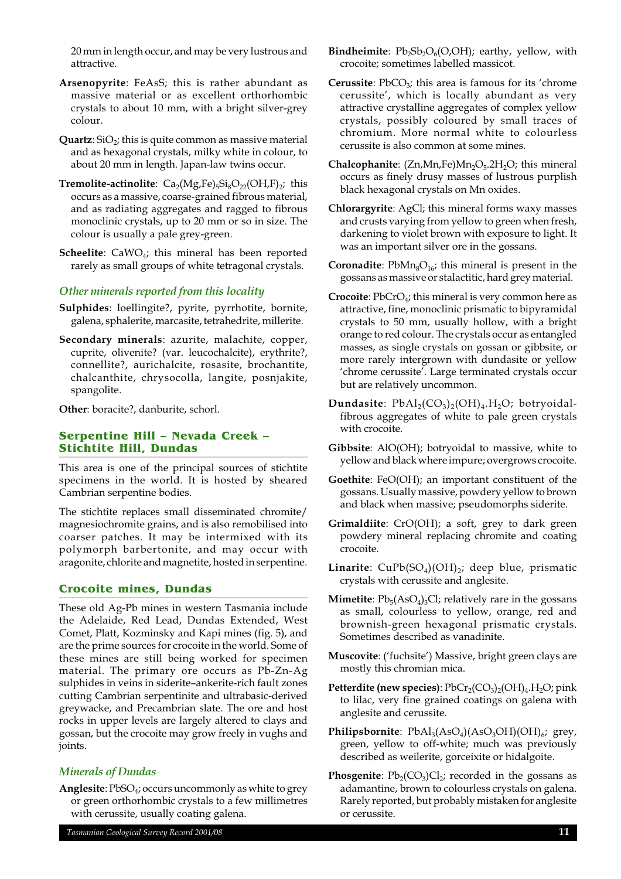20 mm in length occur, and may be very lustrous and attractive.

**Arsenopyrite**: $FeAsS$; this is rather abundant as massive material or as excellent orthorhombic crystals to about 10 mm, with a bright silver-grey colour.

**Quartz**: $SiO_2$; this is quite common as massive material and as hexagonal crystals, milky white in colour, to about 20 mm in length. Japan-law twins occur.

**Tremolite-actinolite**: $Ca_2(Mg,Fe)_5Si_8O_{22}(OH,F)_2$; this occurs as a massive, coarse-grained fibrous material, and as radiating aggregates and ragged to fibrous monoclinic crystals, up to 20 mm or so in size. The colour is usually a pale grey-green.

**Scheelite**: $CaWO_4$; this mineral has been reported rarely as small groups of white tetragonal crystals.

### *Other minerals reported from this locality*

**Sulphides**: loellingite?, pyrite, pyrrhotite, bornite, galena, sphalerite, marcasite, tetrahedrite, millerite.

**Secondary minerals**: azurite, malachite, copper, cuprite, olivenite? (var. leucochalcite), erythrite?, connellite?, aurichalcite, rosasite, brochantite, chalcanthite, chrysocolla, langite, posnjakite, spangolite.

**Other**: boracite?, danburite, schorl.

## Serpentine Hill – Nevada Creek – Stichtite Hill, Dundas

This area is one of the principal sources of stichtite specimens in the world. It is hosted by sheared Cambrian serpentine bodies.

The stichtite replaces small disseminated chromite/magnesiochromite grains, and is also remobilised into coarser patches. It may be intermixed with its polymorph barbertonite, and may occur with aragonite, chlorite and magnetite, hosted in serpentine.

## Crocoite mines, Dundas

These old Ag-Pb mines in western Tasmania include the Adelaide, Red Lead, Dundas Extended, West Comet, Platt, Kozminsky and Kapi mines (fig. 5), and are the prime sources for crocoite in the world. Some of these mines are still being worked for specimen material. The primary ore occurs as Pb-Zn-Ag sulphides in veins in siderite–ankerite-rich fault zones cutting Cambrian serpentinite and ultrabasic-derived greywacke, and Precambrian slate. The ore and host rocks in upper levels are largely altered to clays and gossan, but the crocoite may grow freely in vugs and joints.

### *Minerals of Dundas*

**Anglesite**: $PbSO_4$; occurs uncommonly as white to grey or green orthorhombic crystals to a few millimetres with cerussite, usually coating galena.

**Bindheimite**: $Pb_2Sb_2O_6(O,OH)$; earthy, yellow, with crocoite; sometimes labelled massicot.

**Cerussite**: $PbCO_3$; this area is famous for its 'chrome cerussite', which is locally abundant as very attractive crystalline aggregates of complex yellow crystals, possibly coloured by small traces of chromium. More normal white to colourless cerussite is also common at some mines.

**Chalcophanite**: $(Zn,Mn,Fe)Mn_2O_5.2H_2O$; this mineral occurs as finely drusy masses of lustrous purplish black hexagonal crystals on Mn oxides.

**Chlorargyrite**: $AgCl$; this mineral forms waxy masses and crusts varying from yellow to green when fresh, darkening to violet brown with exposure to light. It was an important silver ore in the gossans.

**Coronadite**: $PbMn_8O_{16}$; this mineral is present in the gossans as massive or stalactitic, hard grey material.

**Crocoite**: $PbCrO_4$; this mineral is very common here as attractive, fine, monoclinic prismatic to bipyramidal crystals to 50 mm, usually hollow, with a bright orange to red colour. The crystals occur as entangled masses, as single crystals on gossan or gibbsite, or more rarely intergrown with dundasite or yellow 'chrome cerussite'. Large terminated crystals occur but are relatively uncommon.

**Dundasite**: $PbAl_2(CO_3)_2(OH)_4.H_2O$; botryoidal-fibrous aggregates of white to pale green crystals with crocoite.

**Gibbsite**: $AlO(OH)$; botryoidal to massive, white to yellow and black where impure; overgrows crocoite.

**Goethite**: $FeO(OH)$; an important constituent of the gossans. Usually massive, powdery yellow to brown and black when massive; pseudomorphs siderite.

**Grimaldiite**: $CrO(OH)$; a soft, grey to dark green powdery mineral replacing chromite and coating crocoite.

**Linarite**: $CuPb(SO_4)(OH)_2$; deep blue, prismatic crystals with cerussite and anglesite.

**Mimetite**: $Pb_5(AsO_4)_3Cl$; relatively rare in the gossans as small, colourless to yellow, orange, red and brownish-green hexagonal prismatic crystals. Sometimes described as vanadinite.

**Muscovite**: ('fuchsite') Massive, bright green clays are mostly this chromian mica.

**Petterdite (new species)**: $PbCr_2(CO_3)_2(OH)_4.H_2O$; pink to lilac, very fine grained coatings on galena with anglesite and cerussite.

**Philipsbornite**: $PbAl_3(AsO_4)(AsO_3OH)(OH)_6$; grey, green, yellow to off-white; much was previously described as weilerite, gorceixite or hidalgoite.

**Phosgenite**: $Pb_2(CO_3)Cl_2$; recorded in the gossans as adamantine, brown to colourless crystals on galena. Rarely reported, but probably mistaken for anglesite or cerussite.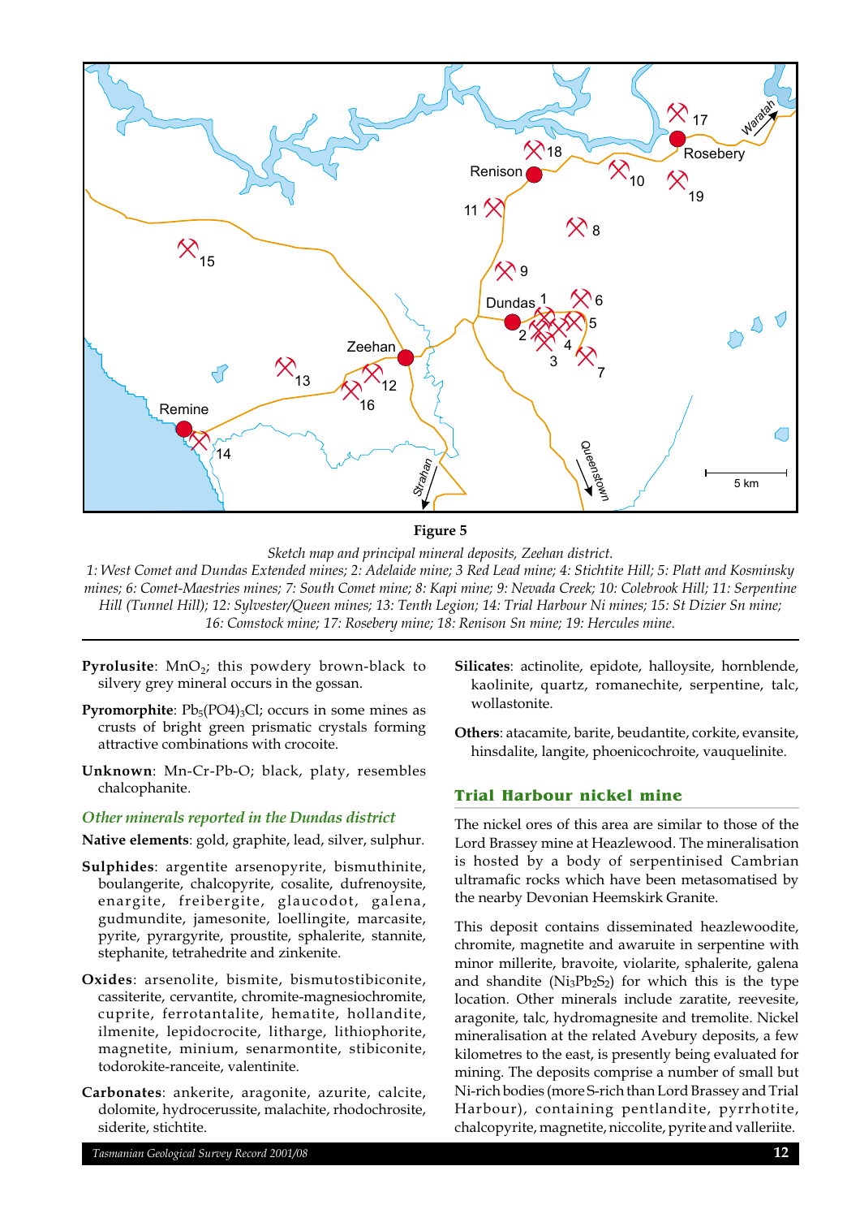**Figure 5**

*Sketch map and principal mineral deposits, Zeehan district.*
*1: West Comet and Dundas Extended mines; 2: Adelaide mine; 3 Red Lead mine; 4: Stichtite Hill; 5: Platt and Kosminsky mines; 6: Comet-Maestries mines; 7: South Comet mine; 8: Kapi mine; 9: Nevada Creek; 10: Colebrook Hill; 11: Serpentine Hill (Tunnel Hill); 12: Sylvester/Queen mines; 13: Tenth Legion; 14: Trial Harbour Ni mines; 15: St Dizier Sn mine; 16: Comstock mine; 17: Rosebery mine; 18: Renison Sn mine; 19: Hercules mine.*

**Pyrolusite**: $MnO_2$; this powdery brown-black to silvery grey mineral occurs in the gossan.

**Pyromorphite**: $Pb_5(PO4)_3Cl$; occurs in some mines as crusts of bright green prismatic crystals forming attractive combinations with crocoite.

**Unknown**: Mn-Cr-Pb-O; black, platy, resembles chalcophanite.

### *Other minerals reported in the Dundas district*

**Native elements**: gold, graphite, lead, silver, sulphur.

**Sulphides**: argentite arsenopyrite, bismuthinite, boulangerite, chalcopyrite, cosalite, dufrenoysite, enargite, freibergite, glaucodot, galena, gudmundite, jamesonite, loellingite, marcasite, pyrite, pyrargyrite, proustite, sphalerite, stannite, stephanite, tetrahedrite and zinkenite.

**Oxides**: arsenolite, bismite, bismutostibiconite, cassiterite, cervantite, chromite-magnesiochromite, cuprite, ferrotantalite, hematite, hollandite, ilmenite, lepidocrocite, litharge, lithiophorite, magnetite, minium, senarmontite, stibiconite, todorokite-ranceite, valentinite.

**Carbonates**: ankerite, aragonite, azurite, calcite, dolomite, hydrocerussite, malachite, rhodochrosite, siderite, stichtite.

**Silicates**: actinolite, epidote, halloysite, hornblende, kaolinite, quartz, romanechite, serpentine, talc, wollastonite.

**Others**: atacamite, barite, beudantite, corkite, evansite, hinsdalite, langite, phoenicochroite, vauquelinite.

## Trial Harbour nickel mine

The nickel ores of this area are similar to those of the Lord Brassey mine at Heazlewood. The mineralisation is hosted by a body of serpentinised Cambrian ultramafic rocks which have been metasomatised by the nearby Devonian Heemskirk Granite.

This deposit contains disseminated heazlewoodite, chromite, magnetite and awaruite in serpentine with minor millerite, bravoite, violarite, sphalerite, galena and shandite ($Ni_3Pb_2S_2$) for which this is the type location. Other minerals include zaratite, reevesite, aragonite, talc, hydromagnesite and tremolite. Nickel mineralisation at the related Avebury deposits, a few kilometres to the east, is presently being evaluated for mining. The deposits comprise a number of small but Ni-rich bodies (more S-rich than Lord Brassey and Trial Harbour), containing pentlandite, pyrrhotite, chalcopyrite, magnetite, niccolite, pyrite and valleriite.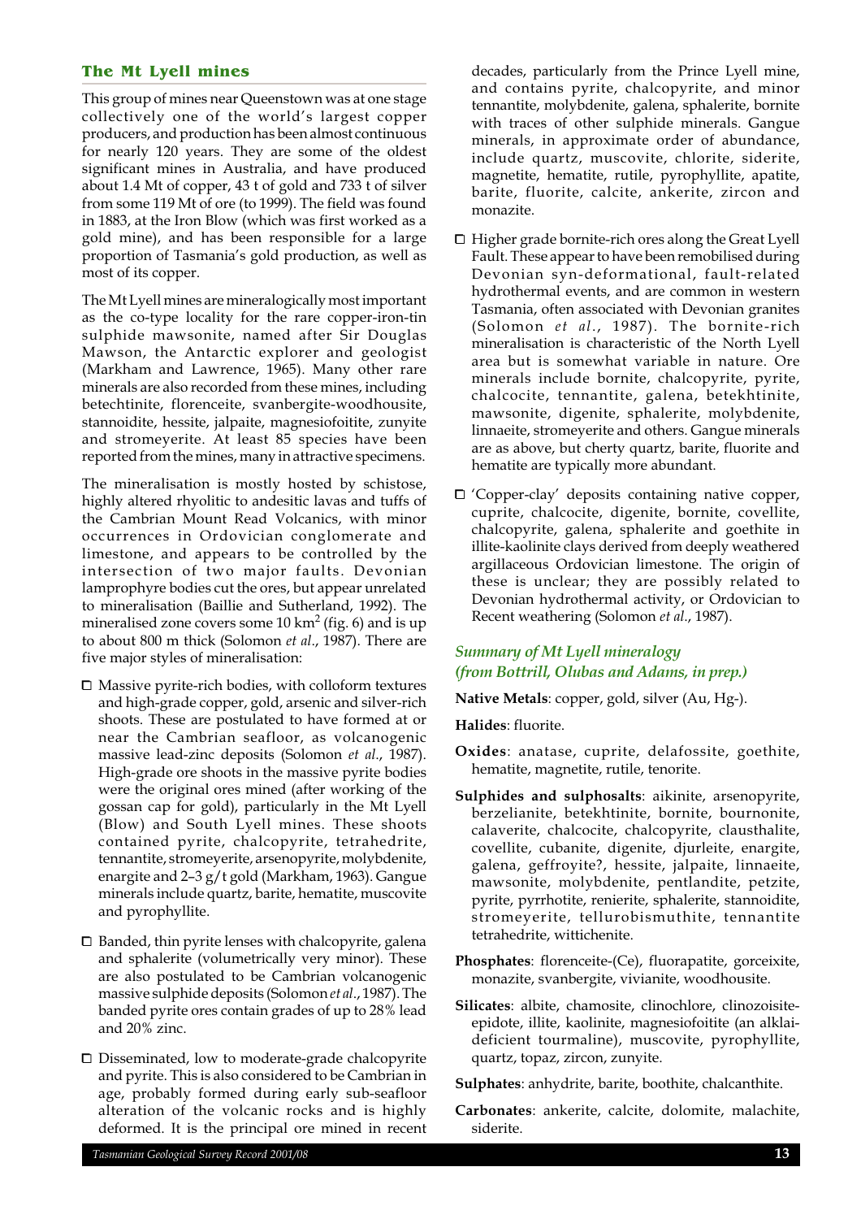## The Mt Lyell mines

This group of mines near Queenstown was at one stage collectively one of the world's largest copper producers, and production has been almost continuous for nearly 120 years. They are some of the oldest significant mines in Australia, and have produced about 1.4 Mt of copper, 43 t of gold and 733 t of silver from some 119 Mt of ore (to 1999). The field was found in 1883, at the Iron Blow (which was first worked as a gold mine), and has been responsible for a large proportion of Tasmania's gold production, as well as most of its copper.

The Mt Lyell mines are mineralogically most important as the co-type locality for the rare copper-iron-tin sulphide mawsonite, named after Sir Douglas Mawson, the Antarctic explorer and geologist (Markham and Lawrence, 1965). Many other rare minerals are also recorded from these mines, including betechtinite, florenceite, svanbergite-woodhousite, stannoidite, hessite, jalpaite, magnesiofoitite, zunyite and stromeyerite. At least 85 species have been reported from the mines, many in attractive specimens.

The mineralisation is mostly hosted by schistose, highly altered rhyolitic to andesitic lavas and tuffs of the Cambrian Mount Read Volcanics, with minor occurrences in Ordovician conglomerate and limestone, and appears to be controlled by the intersection of two major faults. Devonian lamprophyre bodies cut the ores, but appear unrelated to mineralisation (Baillie and Sutherland, 1992). The mineralised zone covers some 10 km$^2$ (fig. 6) and is up to about 800 m thick (Solomon *et al*., 1987). There are five major styles of mineralisation:

- Massive pyrite-rich bodies, with colloform textures and high-grade copper, gold, arsenic and silver-rich shoots. These are postulated to have formed at or near the Cambrian seafloor, as volcanogenic massive lead-zinc deposits (Solomon *et al*., 1987). High-grade ore shoots in the massive pyrite bodies were the original ores mined (after working of the gossan cap for gold), particularly in the Mt Lyell (Blow) and South Lyell mines. These shoots contained pyrite, chalcopyrite, tetrahedrite, tennantite, stromeyerite, arsenopyrite, molybdenite, enargite and 2–3 g/t gold (Markham, 1963). Gangue minerals include quartz, barite, hematite, muscovite and pyrophyllite.
- Banded, thin pyrite lenses with chalcopyrite, galena and sphalerite (volumetrically very minor). These are also postulated to be Cambrian volcanogenic massive sulphide deposits (Solomon *et al*., 1987). The banded pyrite ores contain grades of up to 28% lead and 20% zinc.
- Disseminated, low to moderate-grade chalcopyrite and pyrite. This is also considered to be Cambrian in age, probably formed during early sub-seafloor alteration of the volcanic rocks and is highly deformed. It is the principal ore mined in recent decades, particularly from the Prince Lyell mine, and contains pyrite, chalcopyrite, and minor tennantite, molybdenite, galena, sphalerite, bornite with traces of other sulphide minerals. Gangue minerals, in approximate order of abundance, include quartz, muscovite, chlorite, siderite, magnetite, hematite, rutile, pyrophyllite, apatite, barite, fluorite, calcite, ankerite, zircon and monazite.
- Higher grade bornite-rich ores along the Great Lyell Fault. These appear to have been remobilised during Devonian syn-deformational, fault-related hydrothermal events, and are common in western Tasmania, often associated with Devonian granites (Solomon *et al*., 1987). The bornite-rich mineralisation is characteristic of the North Lyell area but is somewhat variable in nature. Ore minerals include bornite, chalcopyrite, pyrite, chalcocite, tennantite, galena, betekhtinite, mawsonite, digenite, sphalerite, molybdenite, linnaeite, stromeyerite and others. Gangue minerals are as above, but cherty quartz, barite, fluorite and hematite are typically more abundant.
- 'Copper-clay' deposits containing native copper, cuprite, chalcocite, digenite, bornite, covellite, chalcopyrite, galena, sphalerite and goethite in illite-kaolinite clays derived from deeply weathered argillaceous Ordovician limestone. The origin of these is unclear; they are possibly related to Devonian hydrothermal activity, or Ordovician to Recent weathering (Solomon *et al*., 1987).

### *Summary of Mt Lyell mineralogy (from Bottrill, Olubas and Adams, in prep.)*

**Native Metals**: copper, gold, silver (Au, Hg-).

**Halides**: fluorite.

**Oxides**: anatase, cuprite, delafossite, goethite, hematite, magnetite, rutile, tenorite.

**Sulphides and sulphosalts**: aikinite, arsenopyrite, berzelianite, betekhtinite, bornite, bournonite, calaverite, chalcocite, chalcopyrite, clausthalite, covellite, cubanite, digenite, djurleite, enargite, galena, geffroyite?, hessite, jalpaite, linnaeite, mawsonite, molybdenite, pentlandite, petzite, pyrite, pyrrhotite, renierite, sphalerite, stannoidite, stromeyerite, tellurobismuthite, tennantite tetrahedrite, wittichenite.

**Phosphates**: florenceite-(Ce), fluorapatite, gorceixite, monazite, svanbergite, vivianite, woodhousite.

**Silicates**: albite, chamosite, clinochlore, clinozoisite-epidote, illite, kaolinite, magnesiofoitite (an alklai-deficient tourmaline), muscovite, pyrophyllite, quartz, topaz, zircon, zunyite.

**Sulphates**: anhydrite, barite, boothite, chalcanthite.

**Carbonates**: ankerite, calcite, dolomite, malachite, siderite.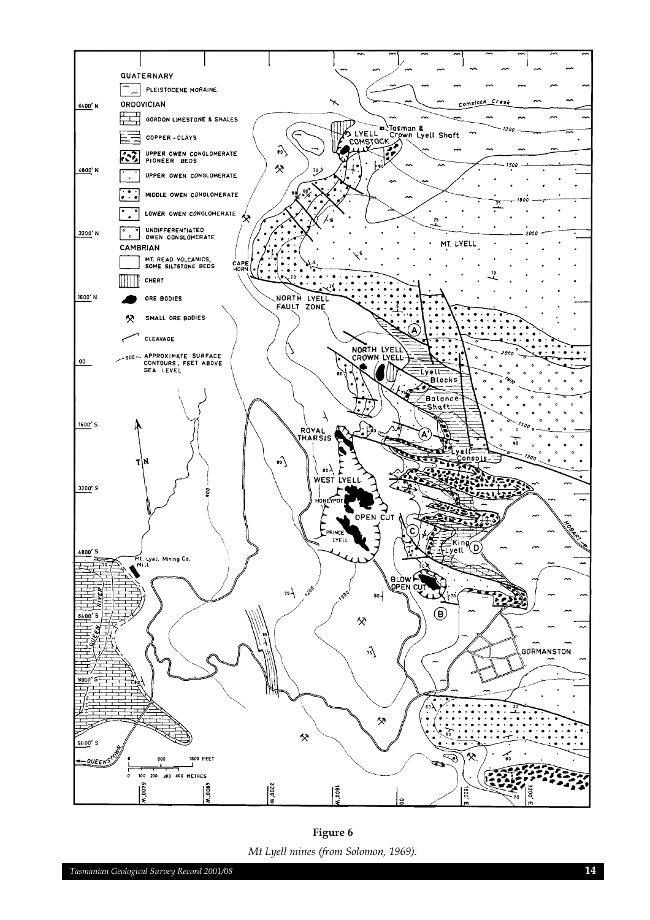**Figure 6**

*Mt Lyell mines (from Solomon, 1969).*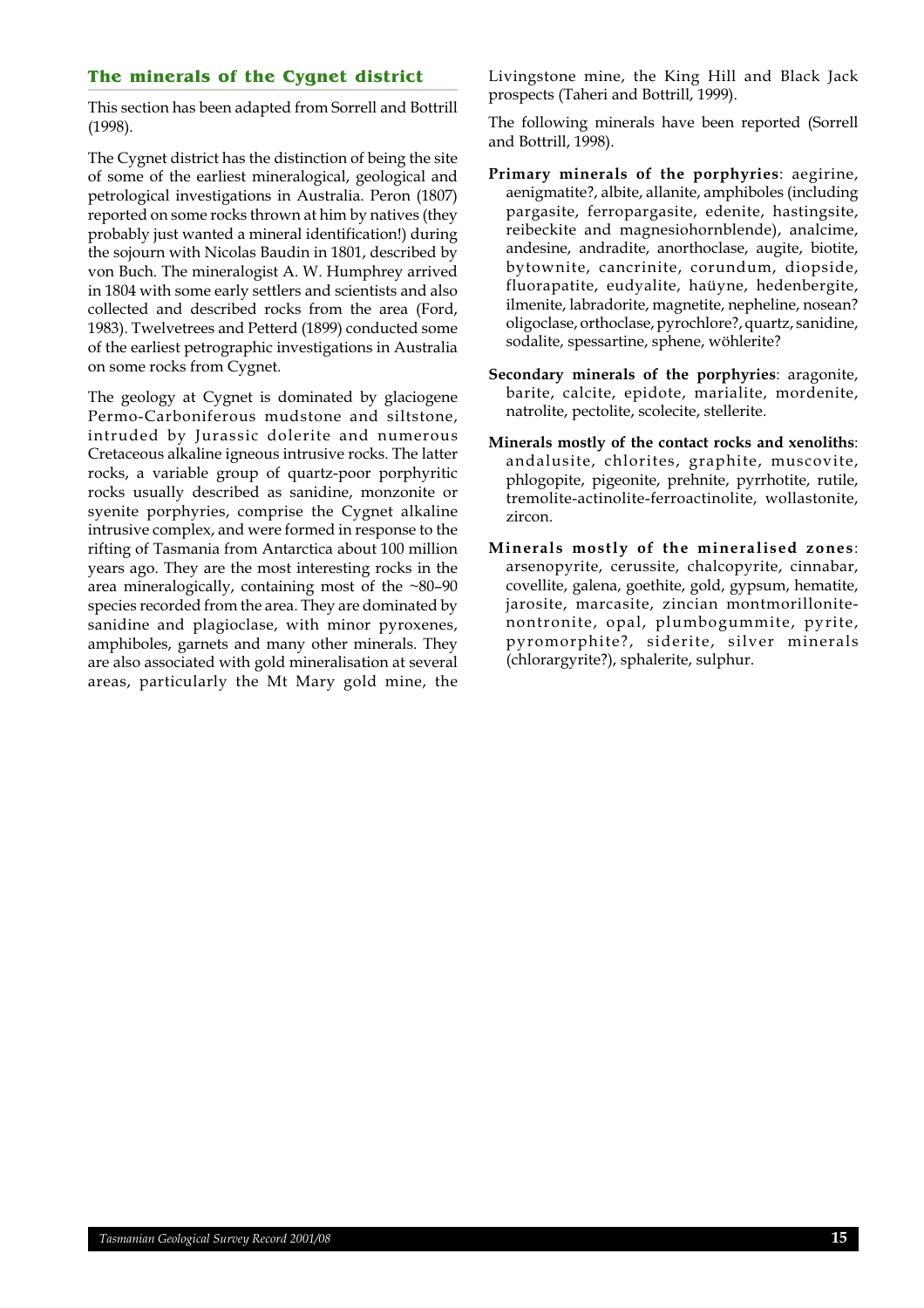## The minerals of the Cygnet district

This section has been adapted from Sorrell and Bottrill (1998).

The Cygnet district has the distinction of being the site of some of the earliest mineralogical, geological and petrological investigations in Australia. Peron (1807) reported on some rocks thrown at him by natives (they probably just wanted a mineral identification!) during the sojourn with Nicolas Baudin in 1801, described by von Buch. The mineralogist A. W. Humphrey arrived in 1804 with some early settlers and scientists and also collected and described rocks from the area (Ford, 1983). Twelvetrees and Petterd (1899) conducted some of the earliest petrographic investigations in Australia on some rocks from Cygnet.

The geology at Cygnet is dominated by glaciogene Permo-Carboniferous mudstone and siltstone, intruded by Jurassic dolerite and numerous Cretaceous alkaline igneous intrusive rocks. The latter rocks, a variable group of quartz-poor porphyritic rocks usually described as sanidine, monzonite or syenite porphyries, comprise the Cygnet alkaline intrusive complex, and were formed in response to the rifting of Tasmania from Antarctica about 100 million years ago. They are the most interesting rocks in the area mineralogically, containing most of the ~80–90 species recorded from the area. They are dominated by sanidine and plagioclase, with minor pyroxenes, amphiboles, garnets and many other minerals. They are also associated with gold mineralisation at several areas, particularly the Mt Mary gold mine, the Livingstone mine, the King Hill and Black Jack prospects (Taheri and Bottrill, 1999).

The following minerals have been reported (Sorrell and Bottrill, 1998).

**Primary minerals of the porphyries**: aegirine, aenigmatite?, albite, allanite, amphiboles (including pargasite, ferropargasite, edenite, hastingsite, reibeckite and magnesiohornblende), analcime, andesine, andradite, anorthoclase, augite, biotite, bytownite, cancrinite, corundum, diopside, fluorapatite, eudyalite, haüyne, hedenbergite, ilmenite, labradorite, magnetite, nepheline, nosean? oligoclase, orthoclase, pyrochlore?, quartz, sanidine, sodalite, spessartine, sphene, wöhlerite?

**Secondary minerals of the porphyries**: aragonite, barite, calcite, epidote, marialite, mordenite, natrolite, pectolite, scolecite, stellerite.

**Minerals mostly of the contact rocks and xenoliths**: andalusite, chlorites, graphite, muscovite, phlogopite, pigeonite, prehnite, pyrrhotite, rutile, tremolite-actinolite-ferroactinolite, wollastonite, zircon.

**Minerals mostly of the mineralised zones**: arsenopyrite, cerussite, chalcopyrite, cinnabar, covellite, galena, goethite, gold, gypsum, hematite, jarosite, marcasite, zincian montmorillonite-nontronite, opal, plumbogummite, pyrite, pyromorphite?, siderite, silver minerals (chlorargyrite?), sphalerite, sulphur.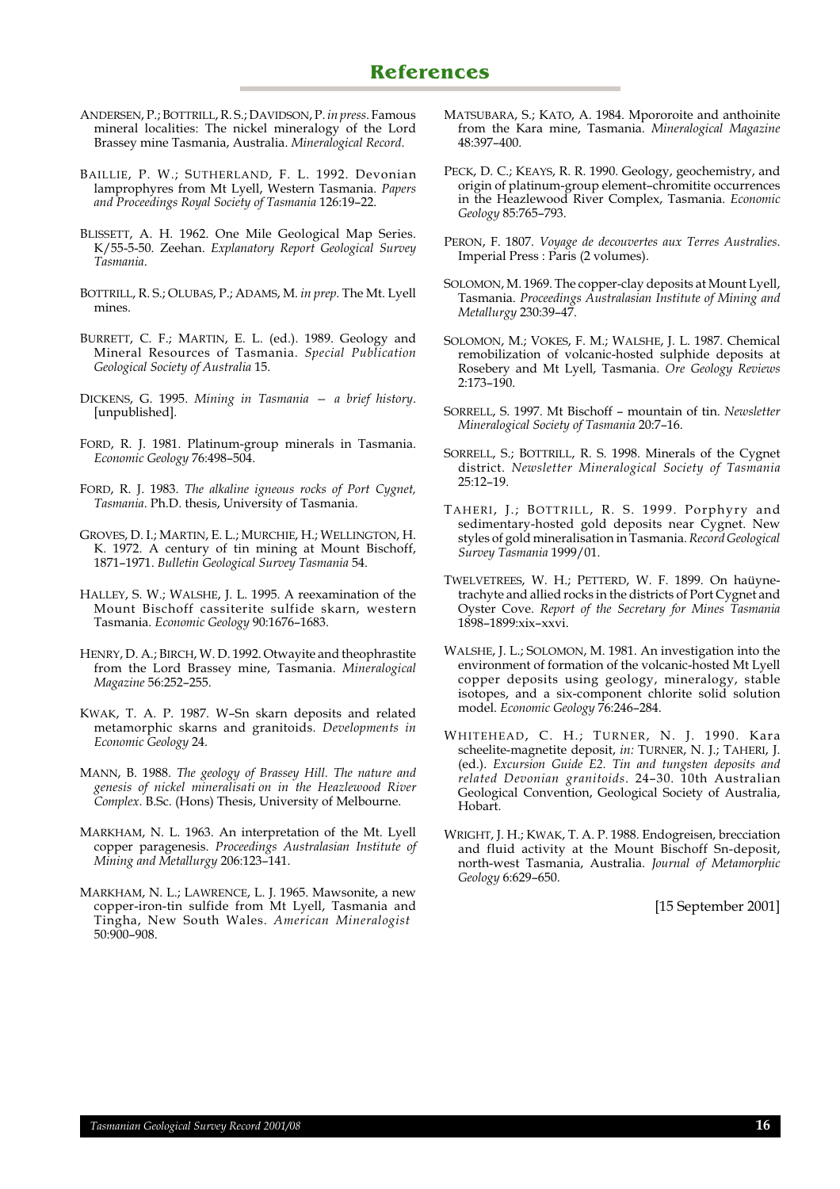# References

ANDERSEN, P.; BOTTRILL, R. S.; DAVIDSON, P. *in press*. Famous mineral localities: The nickel mineralogy of the Lord Brassey mine Tasmania, Australia. *Mineralogical Record*.

BAILLIE, P. W.; SUTHERLAND, F. L. 1992. Devonian lamprophyres from Mt Lyell, Western Tasmania. *Papers and Proceedings Royal Society of Tasmania* 126:19–22.

BLISSETT, A. H. 1962. One Mile Geological Map Series. K/55-5-50. Zeehan. *Explanatory Report Geological Survey Tasmania*.

BOTTRILL, R. S.; OLUBAS, P.; ADAMS, M. *in prep.* The Mt. Lyell mines.

BURRETT, C. F.; MARTIN, E. L. (ed.). 1989. Geology and Mineral Resources of Tasmania. *Special Publication Geological Society of Australia* 15.

DICKENS, G. 1995. *Mining in Tasmania — a brief history*. [unpublished].

FORD, R. J. 1981. Platinum-group minerals in Tasmania. *Economic Geology* 76:498–504.

FORD, R. J. 1983. *The alkaline igneous rocks of Port Cygnet, Tasmania*. Ph.D. thesis, University of Tasmania.

GROVES, D. I.; MARTIN, E. L.; MURCHIE, H.; WELLINGTON, H. K. 1972. A century of tin mining at Mount Bischoff, 1871–1971. *Bulletin Geological Survey Tasmania* 54.

HALLEY, S. W.; WALSHE, J. L. 1995. A reexamination of the Mount Bischoff cassiterite sulfide skarn, western Tasmania. *Economic Geology* 90:1676–1683.

HENRY, D. A.; BIRCH, W. D. 1992. Otwayite and theophrastite from the Lord Brassey mine, Tasmania. *Mineralogical Magazine* 56:252–255.

KWAK, T. A. P. 1987. W–Sn skarn deposits and related metamorphic skarns and granitoids. *Developments in Economic Geology* 24.

MANN, B. 1988. *The geology of Brassey Hill. The nature and genesis of nickel mineralisati on in the Heazlewood River Complex*. B.Sc. (Hons) Thesis, University of Melbourne.

MARKHAM, N. L. 1963. An interpretation of the Mt. Lyell copper paragenesis. *Proceedings Australasian Institute of Mining and Metallurgy* 206:123–141.

MARKHAM, N. L.; LAWRENCE, L. J. 1965. Mawsonite, a new copper-iron-tin sulfide from Mt Lyell, Tasmania and Tingha, New South Wales. *American Mineralogist* 50:900–908.

MATSUBARA, S.; KATO, A. 1984. Mpororoite and anthoinite from the Kara mine, Tasmania. *Mineralogical Magazine* 48:397–400.

PECK, D. C.; KEAYS, R. R. 1990. Geology, geochemistry, and origin of platinum-group element–chromitite occurrences in the Heazlewood River Complex, Tasmania. *Economic Geology* 85:765–793.

PERON, F. 1807. *Voyage de decouvertes aux Terres Australies*. Imperial Press : Paris (2 volumes).

SOLOMON, M. 1969. The copper-clay deposits at Mount Lyell, Tasmania. *Proceedings Australasian Institute of Mining and Metallurgy* 230:39–47.

SOLOMON, M.; VOKES, F. M.; WALSHE, J. L. 1987. Chemical remobilization of volcanic-hosted sulphide deposits at Rosebery and Mt Lyell, Tasmania. *Ore Geology Reviews* 2:173–190.

SORRELL, S. 1997. Mt Bischoff – mountain of tin. *Newsletter Mineralogical Society of Tasmania* 20:7–16.

SORRELL, S.; BOTTRILL, R. S. 1998. Minerals of the Cygnet district. *Newsletter Mineralogical Society of Tasmania* 25:12–19.

TAHERI, J.; BOTTRILL, R. S. 1999. Porphyry and sedimentary-hosted gold deposits near Cygnet. New styles of gold mineralisation in Tasmania. *Record Geological Survey Tasmania* 1999/01.

TWELVETREES, W. H.; PETTERD, W. F. 1899. On haüyne-trachyte and allied rocks in the districts of Port Cygnet and Oyster Cove. *Report of the Secretary for Mines Tasmania* 1898–1899:xix–xxvi.

WALSHE, J. L.; SOLOMON, M. 1981. An investigation into the environment of formation of the volcanic-hosted Mt Lyell copper deposits using geology, mineralogy, stable isotopes, and a six-component chlorite solid solution model. *Economic Geology* 76:246–284.

WHITEHEAD, C. H.; TURNER, N. J. 1990. Kara scheelite-magnetite deposit, *in:* TURNER, N. J.; TAHERI, J. (ed.). *Excursion Guide E2. Tin and tungsten deposits and related Devonian granitoids*. 24–30. 10th Australian Geological Convention, Geological Society of Australia, Hobart.

WRIGHT, J. H.; KWAK, T. A. P. 1988. Endogreisen, brecciation and fluid activity at the Mount Bischoff Sn-deposit, north-west Tasmania, Australia. *Journal of Metamorphic Geology* 6:629–650.

[15 September 2001]